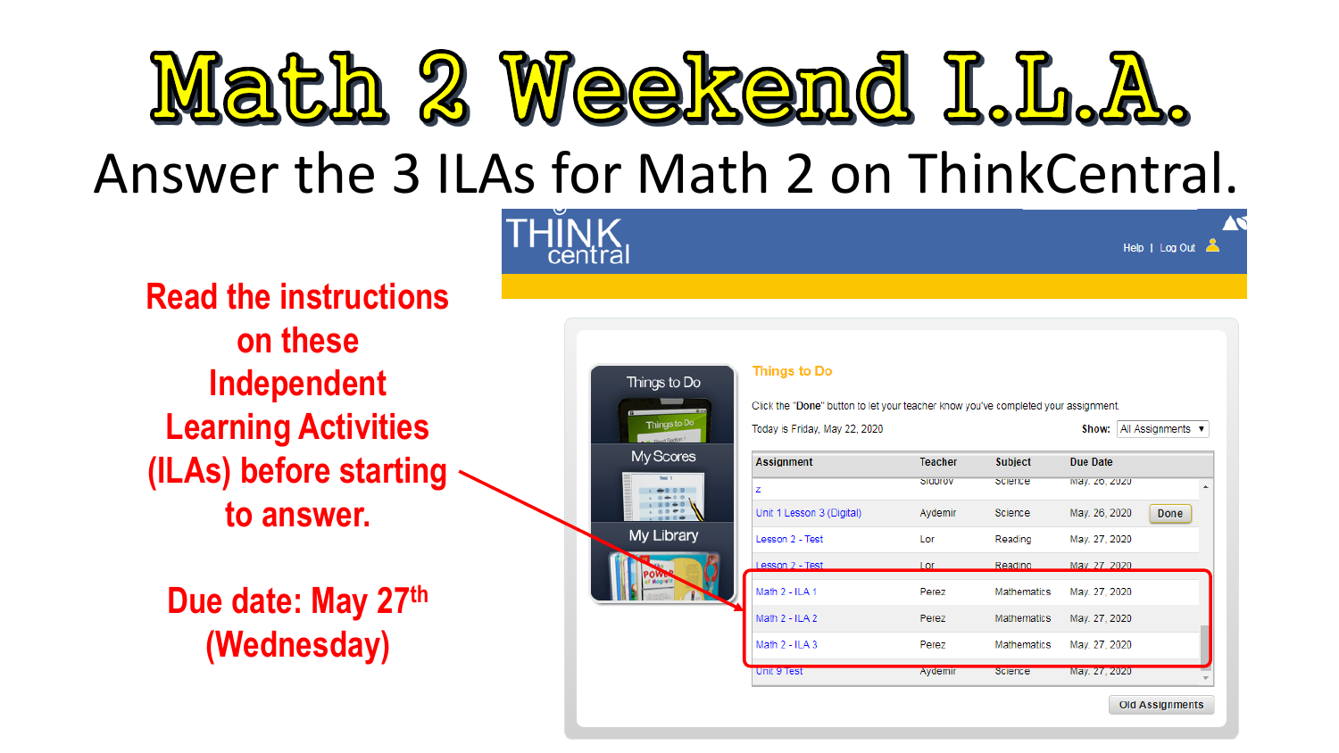# Math 2 Weekend I.L.A.

## Answer the 3 ILAs for Math 2 on ThinkCentral.

**Read the instructions on these Independent Learning Activities (ILAs) before starting to answer.**

**Due date: May 27th (Wednesday)**

THINK central

Help | Log Out

Things to Do

My Scores

My Library

**Things to Do**

Click the "**Done**" button to let your teacher know you've completed your assignment.

Today is Friday, May 22, 2020

**Show:** All Assignments

| Assignment | Teacher | Subject | Due Date | |
|---|---|---|---|---|
| z | Sidorov | Science | May. 26, 2020 | |
| Unit 1 Lesson 3 (Digital) | Aydemir | Science | May. 26, 2020 | Done |
| Lesson 2 - Test | Lor | Reading | May. 27, 2020 | |
| Lesson 2 - Test | Lor | Reading | May. 27, 2020 | |
| Math 2 - ILA 1 | Perez | Mathematics | May. 27, 2020 | |
| Math 2 - ILA 2 | Perez | Mathematics | May. 27, 2020 | |
| Math 2 - ILA 3 | Perez | Mathematics | May. 27, 2020 | |
| Unit 9 Test | Aydemir | Science | May. 27, 2020 | |

Old Assignments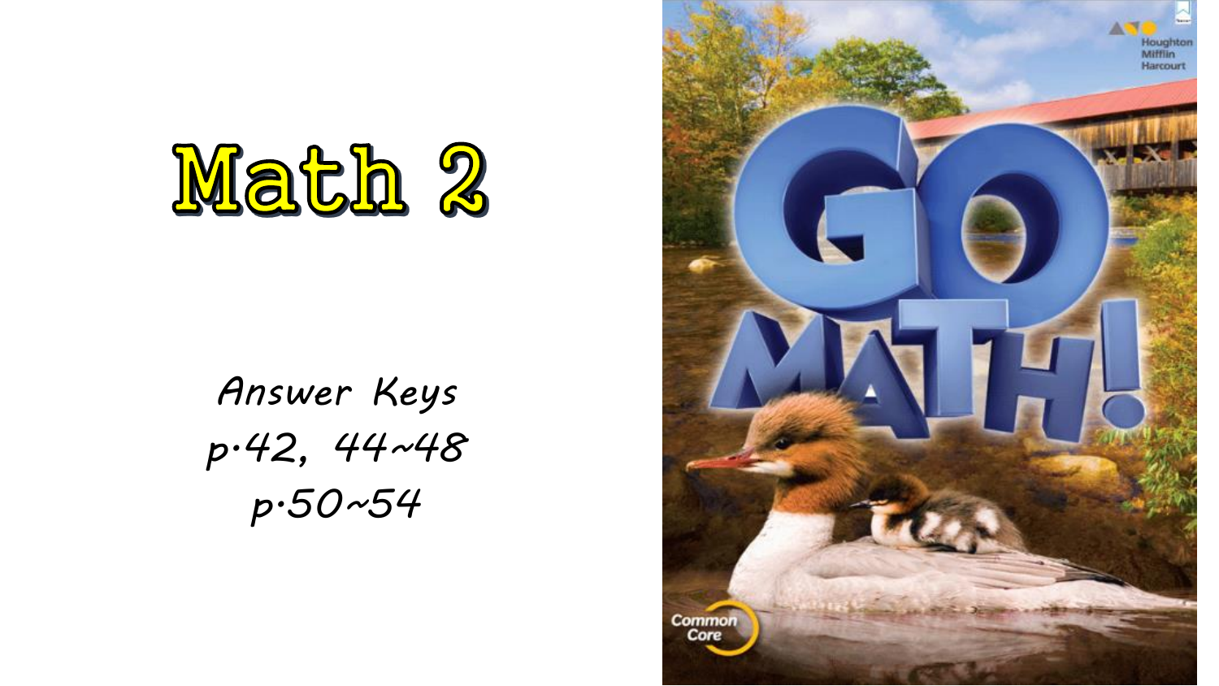# Math 2

*Answer Keys*

*p.42, 44~48*

*p.50~54*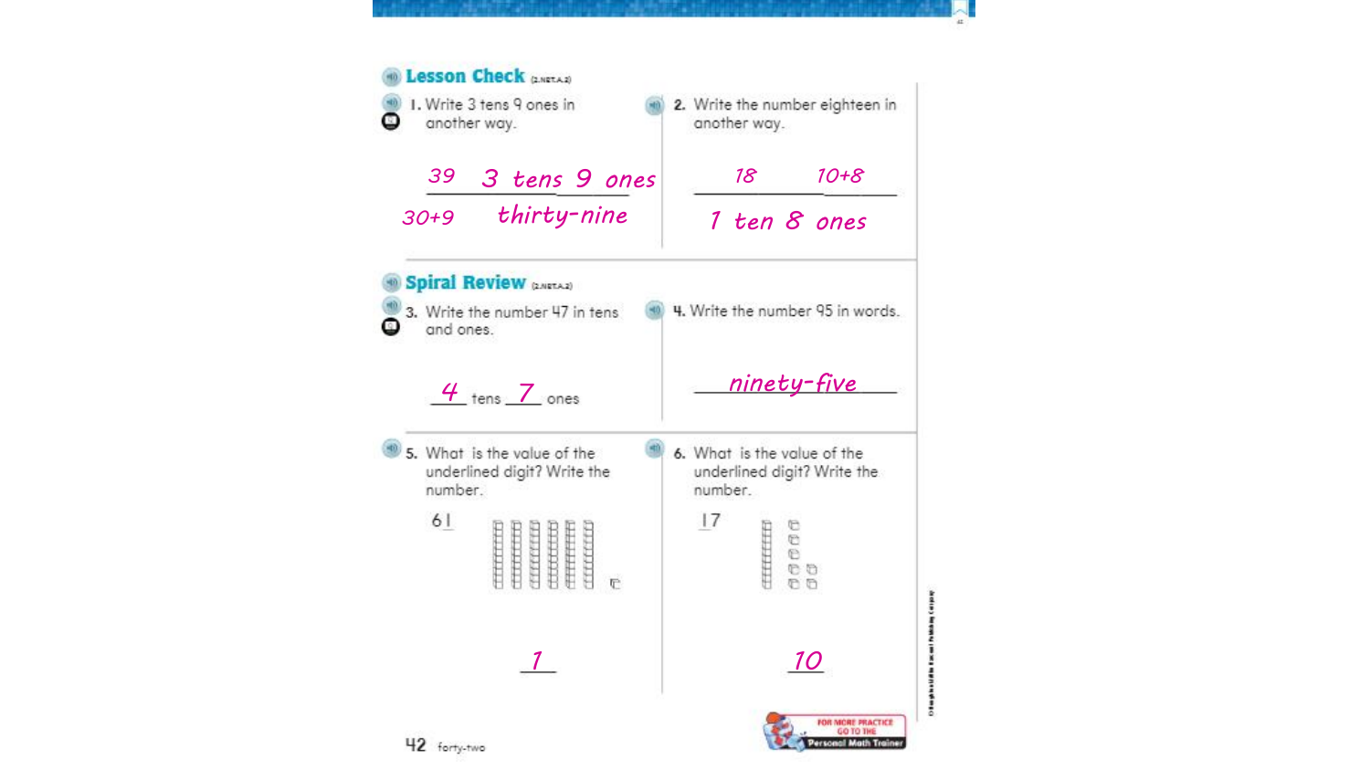## Lesson Check (2.NBT.A.3)

1. Write 3 tens 9 ones in another way.

   39 &nbsp;&nbsp; 3 tens 9 ones

   30+9 &nbsp;&nbsp; thirty-nine

2. Write the number eighteen in another way.

   18 &nbsp;&nbsp; 10+8

   1 ten 8 ones

## Spiral Review (2.NBT.A.3)

3. Write the number 47 in tens and ones.

   4 tens 7 ones

4. Write the number 95 in words.

   ninety-five

5. What is the value of the underlined digit? Write the number.

   61

   1

6. What is the value of the underlined digit? Write the number.

   17

   10

FOR MORE PRACTICE GO TO THE Personal Math Trainer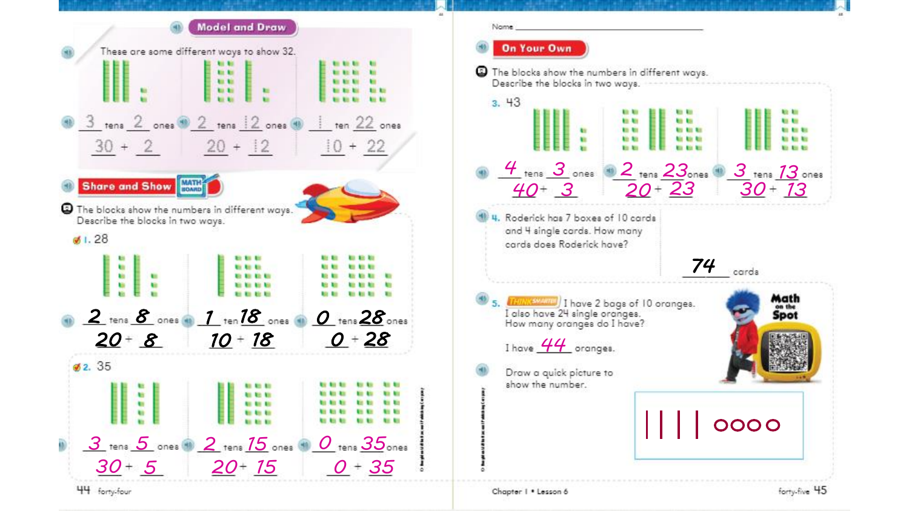## Model and Draw

These are some different ways to show 32.

3 tens 2 ones
30 + 2

2 tens 12 ones
20 + 12

1 ten 22 ones
10 + 22

## Share and Show

The blocks show the numbers in different ways. Describe the blocks in two ways.

1. 28

2 tens 8 ones
20 + 8

1 ten 18 ones
10 + 18

0 tens 28 ones
0 + 28

2. 35

3 tens 5 ones
30 + 5

2 tens 15 ones
20 + 15

0 tens 35 ones
0 + 35

Name ____________________

## On Your Own

The blocks show the numbers in different ways. Describe the blocks in two ways.

3. 43

4 tens 3 ones
40 + 3

2 tens 23 ones
20 + 23

3 tens 13 ones
30 + 13

4. Roderick has 7 boxes of 10 cards and 4 single cards. How many cards does Roderick have?

74 cards

5. THINK SMARTER I have 2 bags of 10 oranges. I also have 24 single oranges. How many oranges do I have?

I have 44 oranges.

Draw a quick picture to show the number.

| | | | oooo

Math on the Spot

Chapter 1 • Lesson 6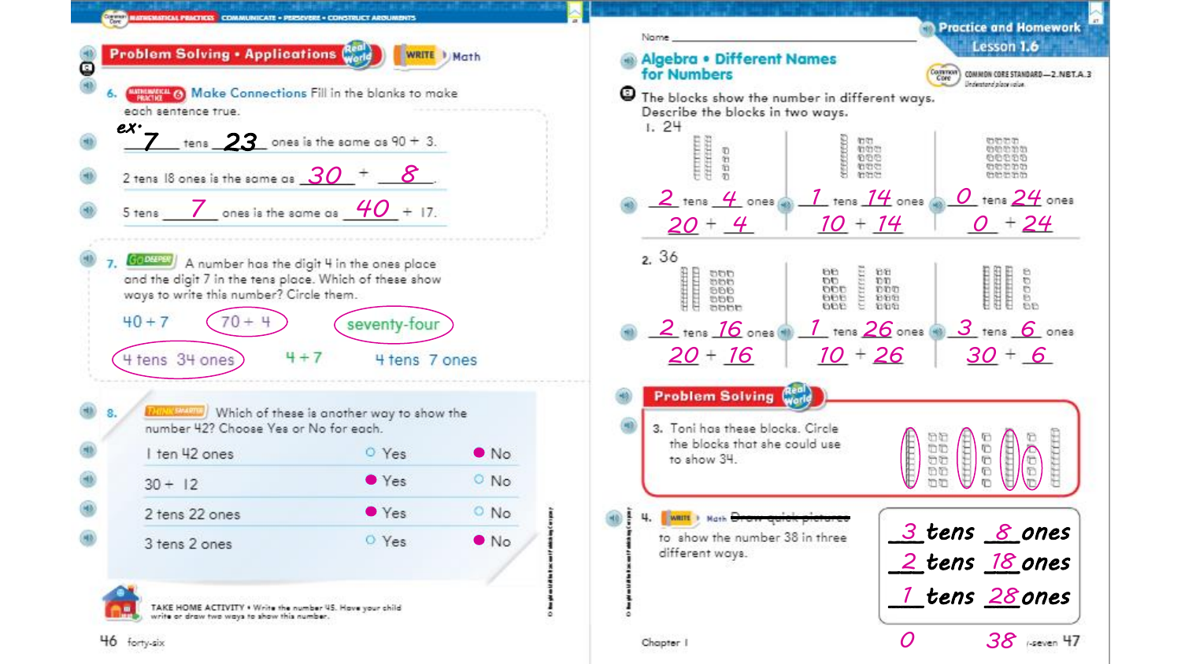MATHEMATICAL PRACTICES COMMUNICATE • PERSEVERE • CONSTRUCT ARGUMENTS

## Problem Solving • Applications

WRITE Math

6. MATHEMATICAL PRACTICE 6 **Make Connections** Fill in the blanks to make each sentence true.

ex: 7 tens 23 ones is the same as 90 + 3.

2 tens 18 ones is the same as 30 + 8.

5 tens 7 ones is the same as 40 + 17.

7. GO DEEPER A number has the digit 4 in the ones place and the digit 7 in the tens place. Which of these show ways to write this number? Circle them.

40 + 7 (70 + 4) (seventy-four)

(4 tens 34 ones) 4 + 7 4 tens 7 ones

8. THINK SMARTER Which of these is another way to show the number 42? Choose Yes or No for each.

| | | |
|---|---|---|
| 1 ten 42 ones | ○ Yes | ● No |
| 30 + 12 | ● Yes | ○ No |
| 2 tens 22 ones | ● Yes | ○ No |
| 3 tens 2 ones | ○ Yes | ● No |

TAKE HOME ACTIVITY • Write the number 45. Have your child write or draw two ways to show this number.

---

Name

# Practice and Homework Lesson 1.6

## Algebra • Different Names for Numbers

COMMON CORE STANDARD—2.NBT.A.3 Understand place value.

The blocks show the number in different ways. Describe the blocks in two ways.

1. 24

2 tens 4 ones — 20 + 4

1 tens 14 ones — 10 + 14

0 tens 24 ones — 0 + 24

2. 36

2 tens 16 ones — 20 + 16

1 tens 26 ones — 10 + 26

3 tens 6 ones — 30 + 6

## Problem Solving

3. Toni has these blocks. Circle the blocks that she could use to show 34.

4. WRITE Math ~~Draw quick pictures~~ to show the number 38 in three different ways.

3 tens 8 ones

2 tens 18 ones

1 tens 28 ones

0 38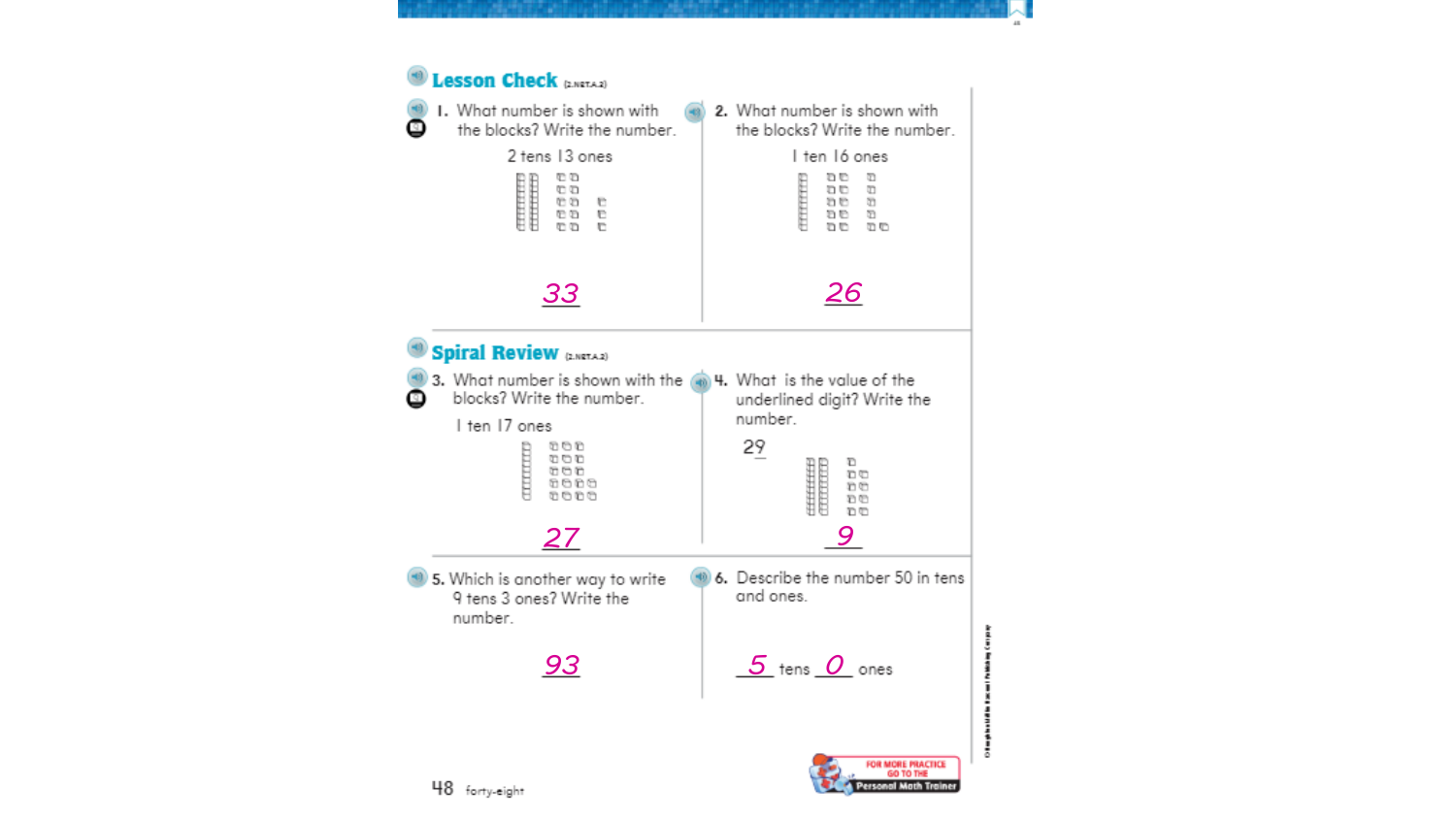## Lesson Check (2.NBT.A.2)

1. What number is shown with the blocks? Write the number.

   2 tens 13 ones

   33

2. What number is shown with the blocks? Write the number.

   1 ten 16 ones

   26

## Spiral Review (2.NBT.A.2)

3. What number is shown with the blocks? Write the number.

   1 ten 17 ones

   27

4. What is the value of the underlined digit? Write the number.

   2<u>9</u>

   9

5. Which is another way to write 9 tens 3 ones? Write the number.

   93

6. Describe the number 50 in tens and ones.

   5 tens 0 ones

FOR MORE PRACTICE GO TO THE Personal Math Trainer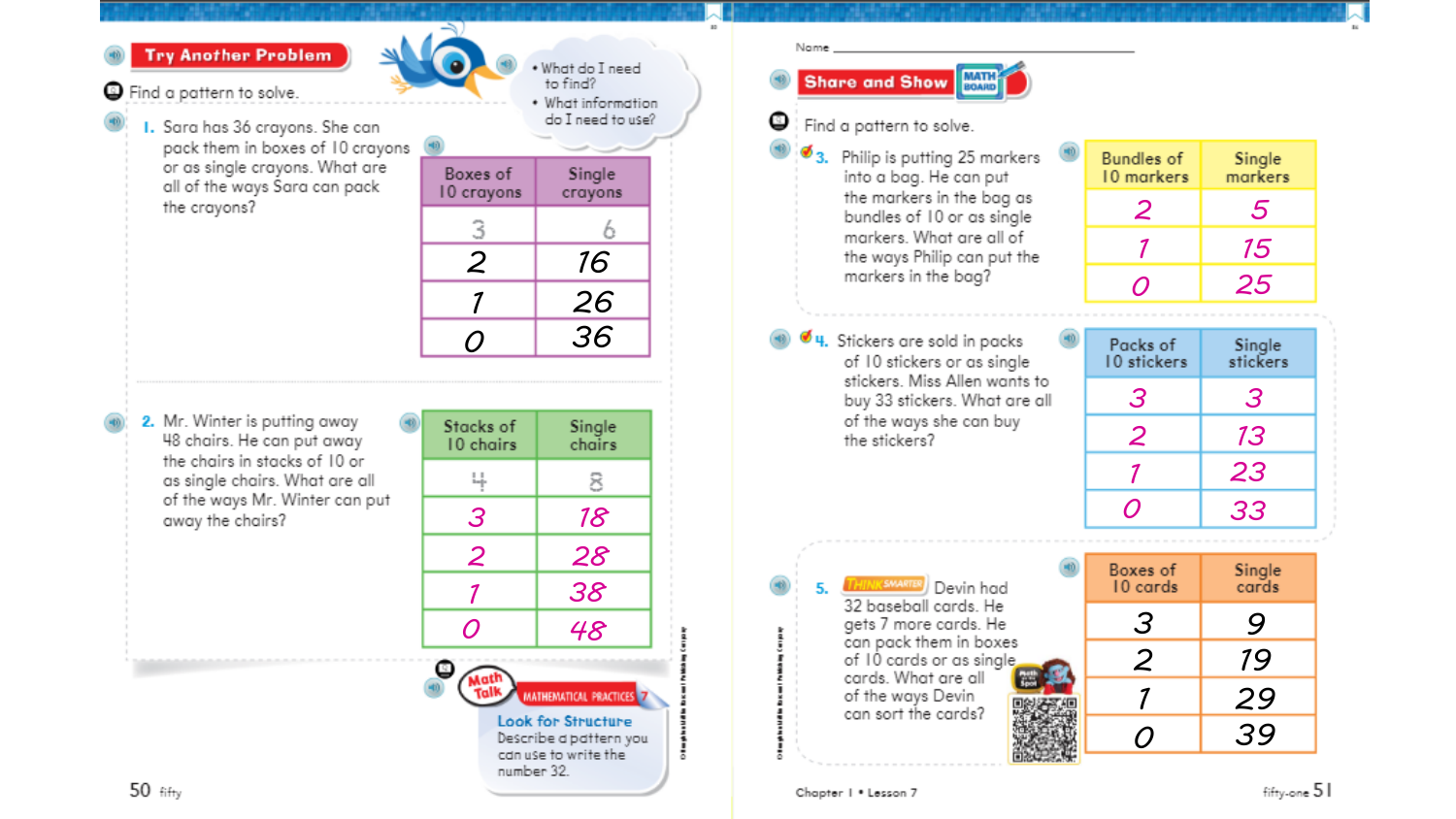## Try Another Problem

- What do I need to find?
- What information do I need to use?

Find a pattern to solve.

1. Sara has 36 crayons. She can pack them in boxes of 10 crayons or as single crayons. What are all of the ways Sara can pack the crayons?

| Boxes of 10 crayons | Single crayons |
|---|---|
| 3 | 6 |
| 2 | 16 |
| 1 | 26 |
| 0 | 36 |

2. Mr. Winter is putting away 48 chairs. He can put away the chairs in stacks of 10 or as single chairs. What are all of the ways Mr. Winter can put away the chairs?

| Stacks of 10 chairs | Single chairs |
|---|---|
| 4 | 8 |
| 3 | 18 |
| 2 | 28 |
| 1 | 38 |
| 0 | 48 |

**Math Talk** MATHEMATICAL PRACTICES 7

**Look for Structure** Describe a pattern you can use to write the number 32.

Name ____________________

## Share and Show

Find a pattern to solve.

3. Philip is putting 25 markers into a bag. He can put the markers in the bag as bundles of 10 or as single markers. What are all of the ways Philip can put the markers in the bag?

| Bundles of 10 markers | Single markers |
|---|---|
| 2 | 5 |
| 1 | 15 |
| 0 | 25 |

4. Stickers are sold in packs of 10 stickers or as single stickers. Miss Allen wants to buy 33 stickers. What are all of the ways she can buy the stickers?

| Packs of 10 stickers | Single stickers |
|---|---|
| 3 | 3 |
| 2 | 13 |
| 1 | 23 |
| 0 | 33 |

5. THINKSMARTER Devin had 32 baseball cards. He gets 7 more cards. He can pack them in boxes of 10 cards or as single cards. What are all of the ways Devin can sort the cards?

| Boxes of 10 cards | Single cards |
|---|---|
| 3 | 9 |
| 2 | 19 |
| 1 | 29 |
| 0 | 39 |

Chapter 1 • Lesson 7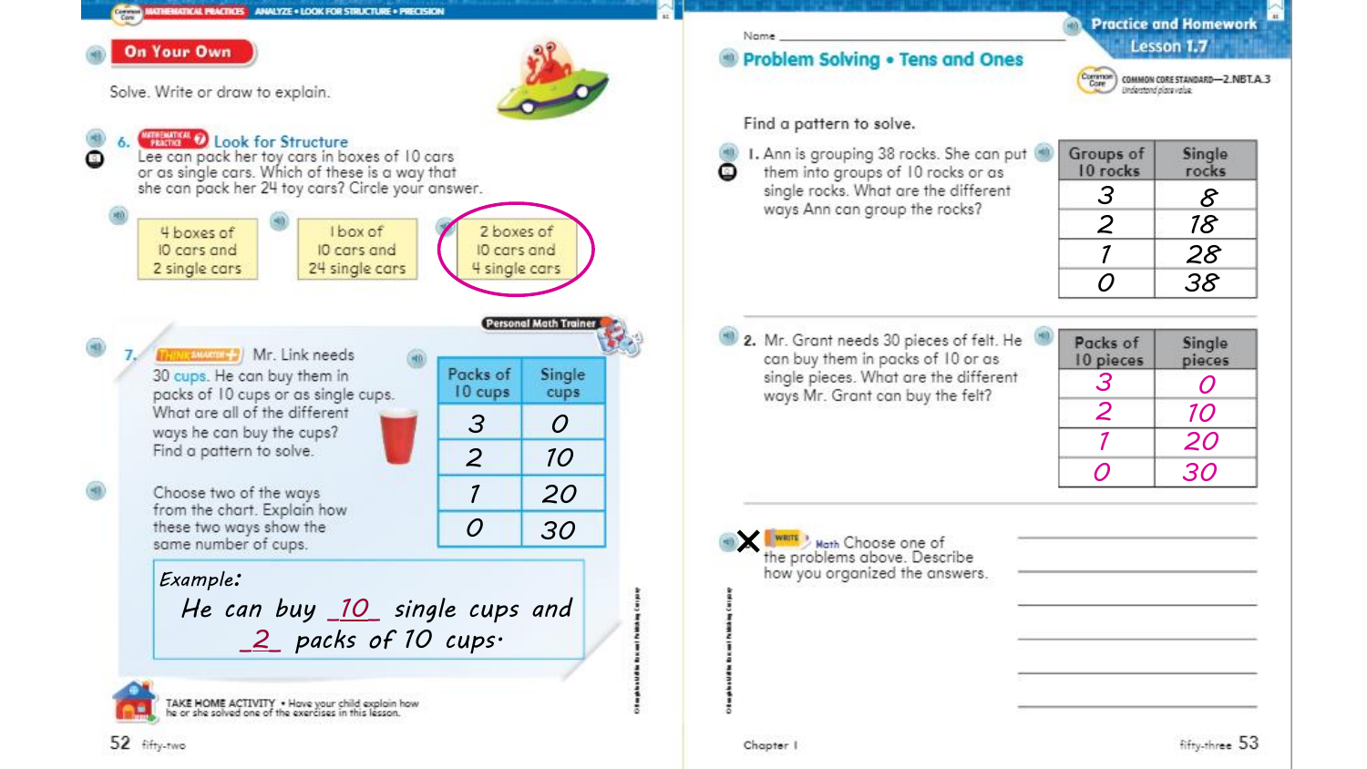MATHEMATICAL PRACTICES ANALYZE • LOOK FOR STRUCTURE • PRECISION

## On Your Own

Solve. Write or draw to explain.

6. MATHEMATICAL PRACTICE 7 **Look for Structure**
Lee can pack her toy cars in boxes of 10 cars or as single cars. Which of these is a way that she can pack her 24 toy cars? Circle your answer.

| 4 boxes of 10 cars and 2 single cars | 1 box of 10 cars and 24 single cars | 2 boxes of 10 cars and 4 single cars |
|---|---|---|

Personal Math Trainer

7. THINKSMARTER+ Mr. Link needs 30 cups. He can buy them in packs of 10 cups or as single cups. What are all of the different ways he can buy the cups? Find a pattern to solve.

| Packs of 10 cups | Single cups |
|---|---|
| 3 | 0 |
| 2 | 10 |
| 1 | 20 |
| 0 | 30 |

Choose two of the ways from the chart. Explain how these two ways show the same number of cups.

*Example:*
He can buy 10 single cups and 2 packs of 10 cups.

TAKE HOME ACTIVITY • Have your child explain how he or she solved one of the exercises in this lesson.

---

Name ______________________

Practice and Homework
Lesson 1.7

## Problem Solving • Tens and Ones

COMMON CORE STANDARD—2.NBT.A.3
Understand place value.

Find a pattern to solve.

1. Ann is grouping 38 rocks. She can put them into groups of 10 rocks or as single rocks. What are the different ways Ann can group the rocks?

| Groups of 10 rocks | Single rocks |
|---|---|
| 3 | 8 |
| 2 | 18 |
| 1 | 28 |
| 0 | 38 |

2. Mr. Grant needs 30 pieces of felt. He can buy them in packs of 10 or as single pieces. What are the different ways Mr. Grant can buy the felt?

| Packs of 10 pieces | Single pieces |
|---|---|
| 3 | 0 |
| 2 | 10 |
| 1 | 20 |
| 0 | 30 |

WRITE Math Choose one of the problems above. Describe how you organized the answers.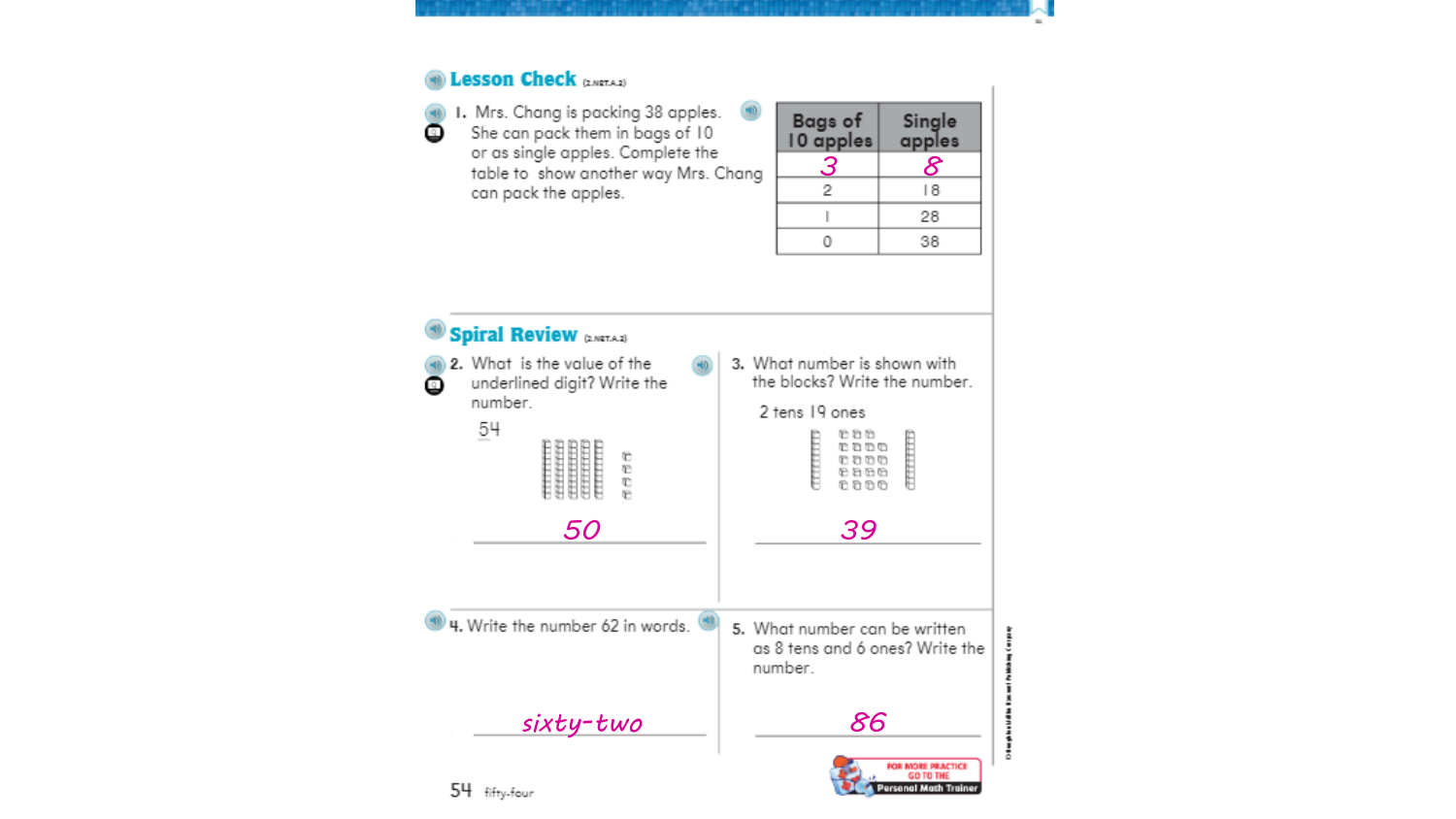## Lesson Check (2.NBT.A.2)

1. Mrs. Chang is packing 38 apples. She can pack them in bags of 10 or as single apples. Complete the table to show another way Mrs. Chang can pack the apples.

| Bags of 10 apples | Single apples |
|---|---|
| 3 | 8 |
| 2 | 18 |
| 1 | 28 |
| 0 | 38 |

## Spiral Review (2.NBT.A.2)

2. What is the value of the underlined digit? Write the number.

   <u>5</u>4

   50

3. What number is shown with the blocks? Write the number.

   2 tens 19 ones

   39

4. Write the number 62 in words.

   sixty-two

5. What number can be written as 8 tens and 6 ones? Write the number.

   86

FOR MORE PRACTICE GO TO THE Personal Math Trainer